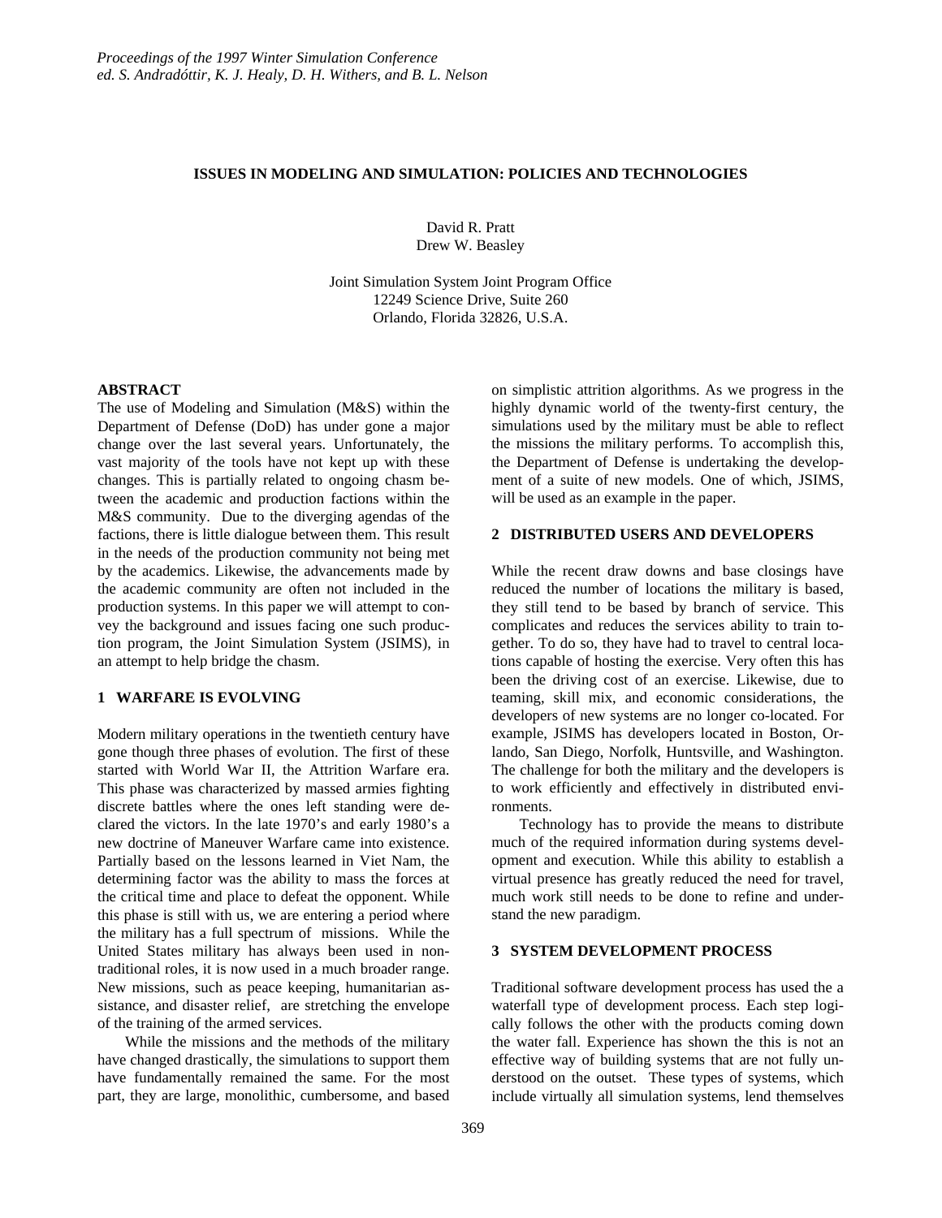*Proceedings of the 1997 Winter Simulation Conference*
*ed. S. Andradóttir, K. J. Healy, D. H. Withers, and B. L. Nelson*

# ISSUES IN MODELING AND SIMULATION: POLICIES AND TECHNOLOGIES

David R. Pratt
Drew W. Beasley

Joint Simulation System Joint Program Office
12249 Science Drive, Suite 260
Orlando, Florida 32826, U.S.A.

## ABSTRACT

The use of Modeling and Simulation (M&S) within the Department of Defense (DoD) has under gone a major change over the last several years. Unfortunately, the vast majority of the tools have not kept up with these changes. This is partially related to ongoing chasm between the academic and production factions within the M&S community. Due to the diverging agendas of the factions, there is little dialogue between them. This result in the needs of the production community not being met by the academics. Likewise, the advancements made by the academic community are often not included in the production systems. In this paper we will attempt to convey the background and issues facing one such production program, the Joint Simulation System (JSIMS), in an attempt to help bridge the chasm.

## 1 WARFARE IS EVOLVING

Modern military operations in the twentieth century have gone though three phases of evolution. The first of these started with World War II, the Attrition Warfare era. This phase was characterized by massed armies fighting discrete battles where the ones left standing were declared the victors. In the late 1970's and early 1980's a new doctrine of Maneuver Warfare came into existence. Partially based on the lessons learned in Viet Nam, the determining factor was the ability to mass the forces at the critical time and place to defeat the opponent. While this phase is still with us, we are entering a period where the military has a full spectrum of missions. While the United States military has always been used in non-traditional roles, it is now used in a much broader range. New missions, such as peace keeping, humanitarian assistance, and disaster relief, are stretching the envelope of the training of the armed services.

While the missions and the methods of the military have changed drastically, the simulations to support them have fundamentally remained the same. For the most part, they are large, monolithic, cumbersome, and based on simplistic attrition algorithms. As we progress in the highly dynamic world of the twenty-first century, the simulations used by the military must be able to reflect the missions the military performs. To accomplish this, the Department of Defense is undertaking the development of a suite of new models. One of which, JSIMS, will be used as an example in the paper.

## 2 DISTRIBUTED USERS AND DEVELOPERS

While the recent draw downs and base closings have reduced the number of locations the military is based, they still tend to be based by branch of service. This complicates and reduces the services ability to train together. To do so, they have had to travel to central locations capable of hosting the exercise. Very often this has been the driving cost of an exercise. Likewise, due to teaming, skill mix, and economic considerations, the developers of new systems are no longer co-located. For example, JSIMS has developers located in Boston, Orlando, San Diego, Norfolk, Huntsville, and Washington. The challenge for both the military and the developers is to work efficiently and effectively in distributed environments.

Technology has to provide the means to distribute much of the required information during systems development and execution. While this ability to establish a virtual presence has greatly reduced the need for travel, much work still needs to be done to refine and understand the new paradigm.

## 3 SYSTEM DEVELOPMENT PROCESS

Traditional software development process has used the a waterfall type of development process. Each step logically follows the other with the products coming down the water fall. Experience has shown the this is not an effective way of building systems that are not fully understood on the outset. These types of systems, which include virtually all simulation systems, lend themselves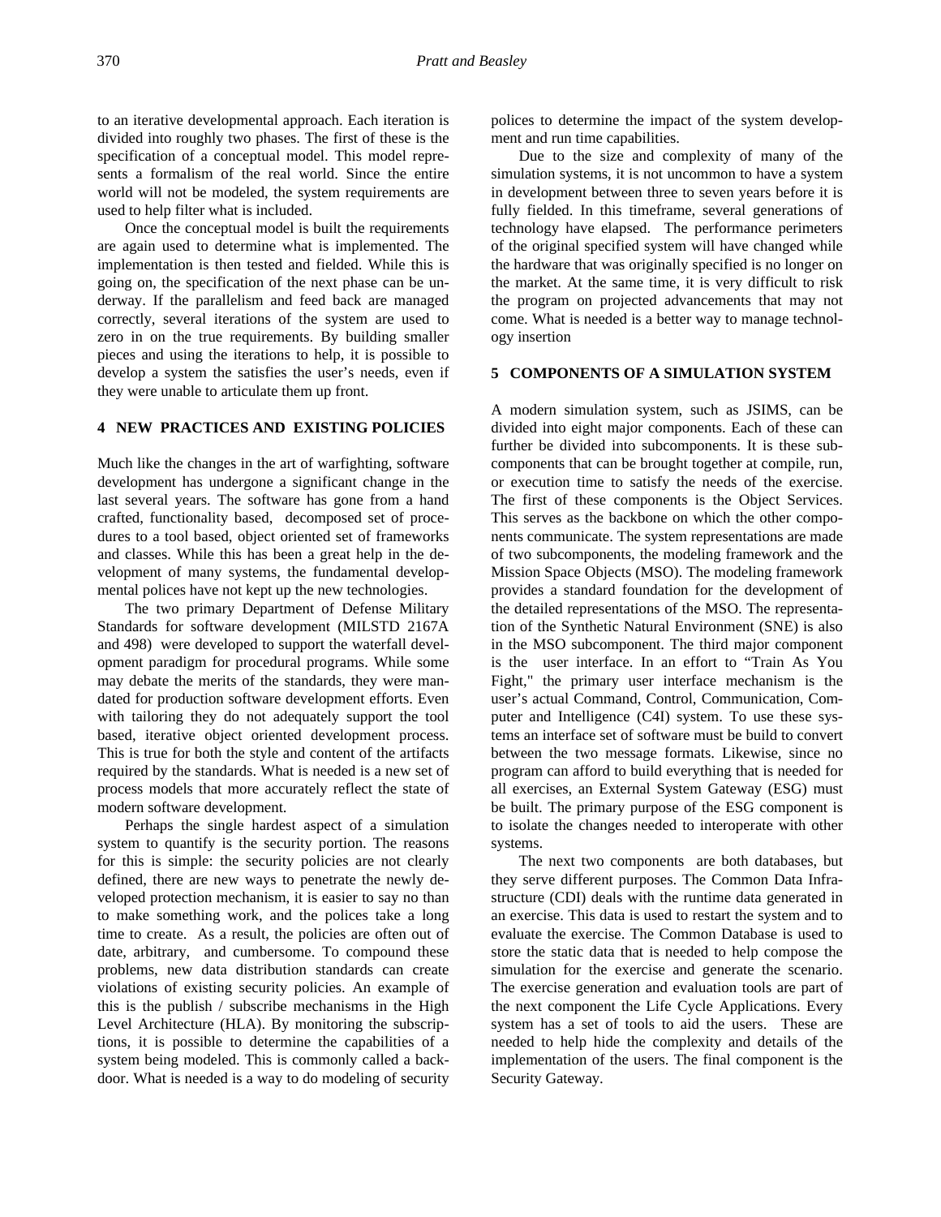to an iterative developmental approach. Each iteration is divided into roughly two phases. The first of these is the specification of a conceptual model. This model represents a formalism of the real world. Since the entire world will not be modeled, the system requirements are used to help filter what is included.

Once the conceptual model is built the requirements are again used to determine what is implemented. The implementation is then tested and fielded. While this is going on, the specification of the next phase can be underway. If the parallelism and feed back are managed correctly, several iterations of the system are used to zero in on the true requirements. By building smaller pieces and using the iterations to help, it is possible to develop a system the satisfies the user's needs, even if they were unable to articulate them up front.

## 4 NEW PRACTICES AND EXISTING POLICIES

Much like the changes in the art of warfighting, software development has undergone a significant change in the last several years. The software has gone from a hand crafted, functionality based, decomposed set of procedures to a tool based, object oriented set of frameworks and classes. While this has been a great help in the development of many systems, the fundamental developmental polices have not kept up the new technologies.

The two primary Department of Defense Military Standards for software development (MILSTD 2167A and 498) were developed to support the waterfall development paradigm for procedural programs. While some may debate the merits of the standards, they were mandated for production software development efforts. Even with tailoring they do not adequately support the tool based, iterative object oriented development process. This is true for both the style and content of the artifacts required by the standards. What is needed is a new set of process models that more accurately reflect the state of modern software development.

Perhaps the single hardest aspect of a simulation system to quantify is the security portion. The reasons for this is simple: the security policies are not clearly defined, there are new ways to penetrate the newly developed protection mechanism, it is easier to say no than to make something work, and the polices take a long time to create. As a result, the policies are often out of date, arbitrary, and cumbersome. To compound these problems, new data distribution standards can create violations of existing security policies. An example of this is the publish / subscribe mechanisms in the High Level Architecture (HLA). By monitoring the subscriptions, it is possible to determine the capabilities of a system being modeled. This is commonly called a backdoor. What is needed is a way to do modeling of security polices to determine the impact of the system development and run time capabilities.

Due to the size and complexity of many of the simulation systems, it is not uncommon to have a system in development between three to seven years before it is fully fielded. In this timeframe, several generations of technology have elapsed. The performance perimeters of the original specified system will have changed while the hardware that was originally specified is no longer on the market. At the same time, it is very difficult to risk the program on projected advancements that may not come. What is needed is a better way to manage technology insertion

## 5 COMPONENTS OF A SIMULATION SYSTEM

A modern simulation system, such as JSIMS, can be divided into eight major components. Each of these can further be divided into subcomponents. It is these subcomponents that can be brought together at compile, run, or execution time to satisfy the needs of the exercise. The first of these components is the Object Services. This serves as the backbone on which the other components communicate. The system representations are made of two subcomponents, the modeling framework and the Mission Space Objects (MSO). The modeling framework provides a standard foundation for the development of the detailed representations of the MSO. The representation of the Synthetic Natural Environment (SNE) is also in the MSO subcomponent. The third major component is the user interface. In an effort to "Train As You Fight," the primary user interface mechanism is the user's actual Command, Control, Communication, Computer and Intelligence (C4I) system. To use these systems an interface set of software must be build to convert between the two message formats. Likewise, since no program can afford to build everything that is needed for all exercises, an External System Gateway (ESG) must be built. The primary purpose of the ESG component is to isolate the changes needed to interoperate with other systems.

The next two components are both databases, but they serve different purposes. The Common Data Infrastructure (CDI) deals with the runtime data generated in an exercise. This data is used to restart the system and to evaluate the exercise. The Common Database is used to store the static data that is needed to help compose the simulation for the exercise and generate the scenario. The exercise generation and evaluation tools are part of the next component the Life Cycle Applications. Every system has a set of tools to aid the users. These are needed to help hide the complexity and details of the implementation of the users. The final component is the Security Gateway.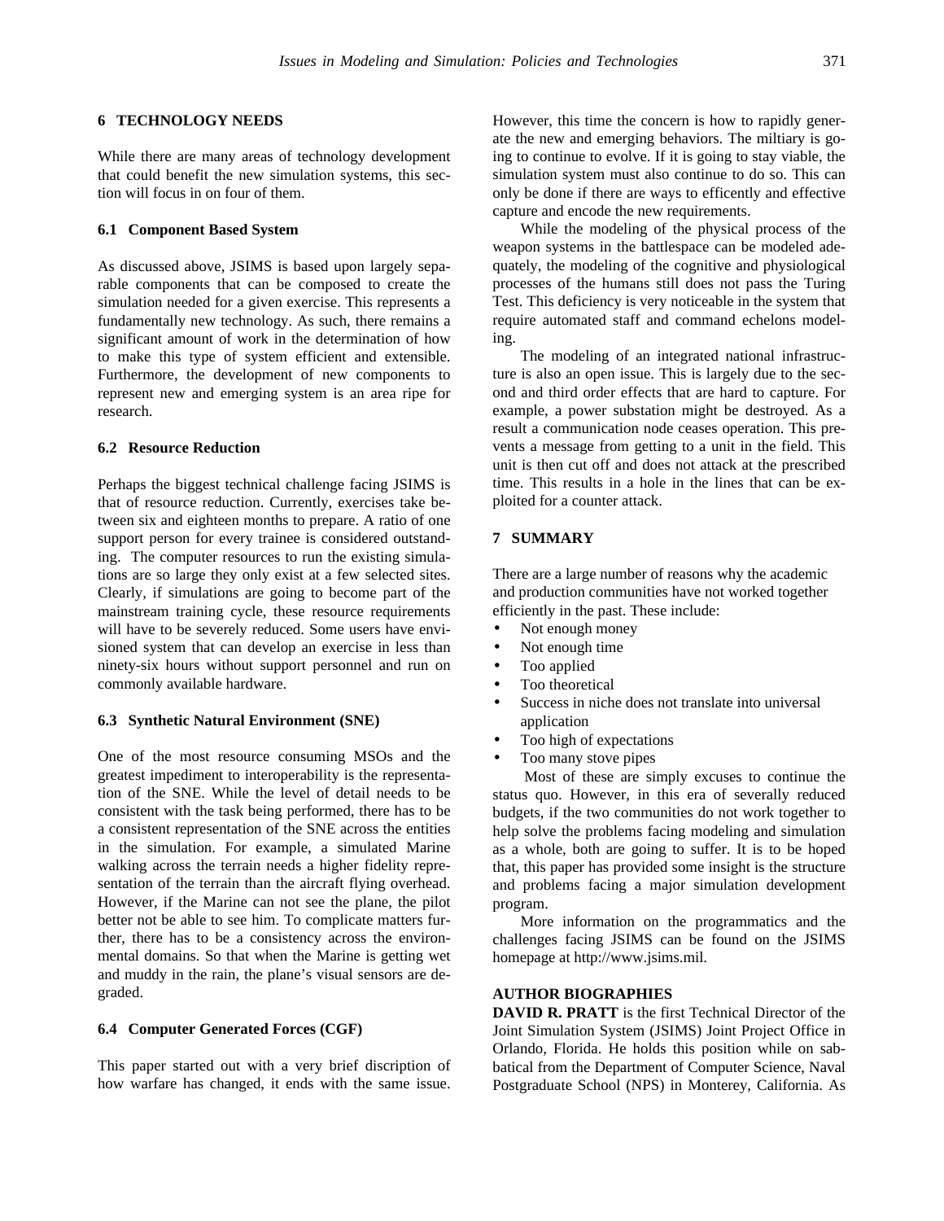## 6 TECHNOLOGY NEEDS

While there are many areas of technology development that could benefit the new simulation systems, this section will focus in on four of them.

### 6.1 Component Based System

As discussed above, JSIMS is based upon largely separable components that can be composed to create the simulation needed for a given exercise. This represents a fundamentally new technology. As such, there remains a significant amount of work in the determination of how to make this type of system efficient and extensible. Furthermore, the development of new components to represent new and emerging system is an area ripe for research.

### 6.2 Resource Reduction

Perhaps the biggest technical challenge facing JSIMS is that of resource reduction. Currently, exercises take between six and eighteen months to prepare. A ratio of one support person for every trainee is considered outstanding. The computer resources to run the existing simulations are so large they only exist at a few selected sites. Clearly, if simulations are going to become part of the mainstream training cycle, these resource requirements will have to be severely reduced. Some users have envisioned system that can develop an exercise in less than ninety-six hours without support personnel and run on commonly available hardware.

### 6.3 Synthetic Natural Environment (SNE)

One of the most resource consuming MSOs and the greatest impediment to interoperability is the representation of the SNE. While the level of detail needs to be consistent with the task being performed, there has to be a consistent representation of the SNE across the entities in the simulation. For example, a simulated Marine walking across the terrain needs a higher fidelity representation of the terrain than the aircraft flying overhead. However, if the Marine can not see the plane, the pilot better not be able to see him. To complicate matters further, there has to be a consistency across the environmental domains. So that when the Marine is getting wet and muddy in the rain, the plane's visual sensors are degraded.

### 6.4 Computer Generated Forces (CGF)

This paper started out with a very brief discription of how warfare has changed, it ends with the same issue. However, this time the concern is how to rapidly generate the new and emerging behaviors. The miltiary is going to continue to evolve. If it is going to stay viable, the simulation system must also continue to do so. This can only be done if there are ways to efficently and effective capture and encode the new requirements.

While the modeling of the physical process of the weapon systems in the battlespace can be modeled adequately, the modeling of the cognitive and physiological processes of the humans still does not pass the Turing Test. This deficiency is very noticeable in the system that require automated staff and command echelons modeling.

The modeling of an integrated national infrastructure is also an open issue. This is largely due to the second and third order effects that are hard to capture. For example, a power substation might be destroyed. As a result a communication node ceases operation. This prevents a message from getting to a unit in the field. This unit is then cut off and does not attack at the prescribed time. This results in a hole in the lines that can be exploited for a counter attack.

## 7 SUMMARY

There are a large number of reasons why the academic and production communities have not worked together efficiently in the past. These include:

- Not enough money
- Not enough time
- Too applied
- Too theoretical
- Success in niche does not translate into universal application
- Too high of expectations
- Too many stove pipes

Most of these are simply excuses to continue the status quo. However, in this era of severally reduced budgets, if the two communities do not work together to help solve the problems facing modeling and simulation as a whole, both are going to suffer. It is to be hoped that, this paper has provided some insight is the structure and problems facing a major simulation development program.

More information on the programmatics and the challenges facing JSIMS can be found on the JSIMS homepage at http://www.jsims.mil.

## AUTHOR BIOGRAPHIES

**DAVID R. PRATT** is the first Technical Director of the Joint Simulation System (JSIMS) Joint Project Office in Orlando, Florida. He holds this position while on sabbatical from the Department of Computer Science, Naval Postgraduate School (NPS) in Monterey, California. As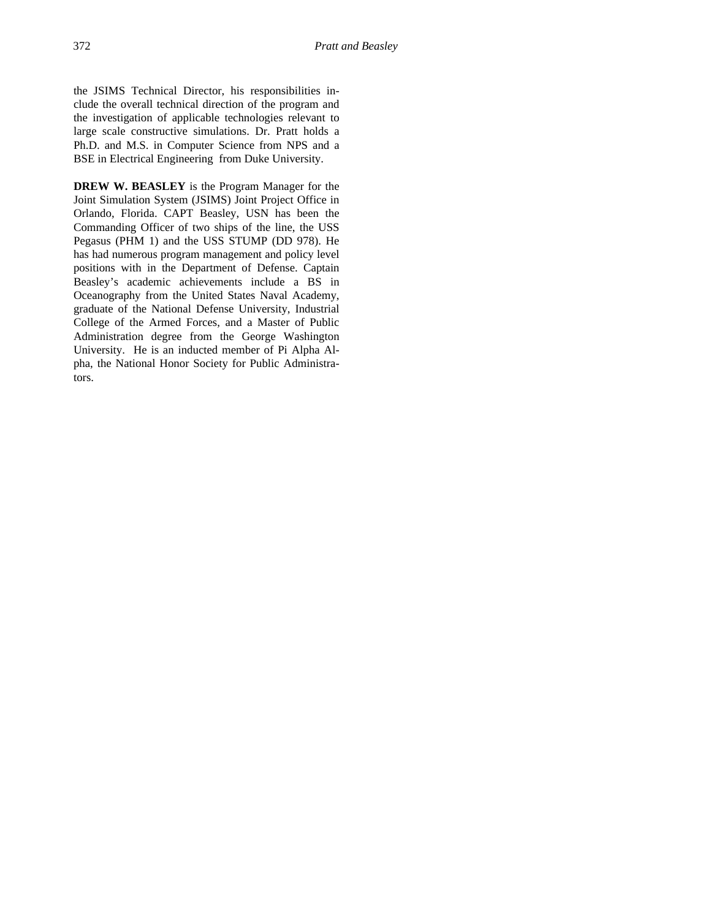the JSIMS Technical Director, his responsibilities include the overall technical direction of the program and the investigation of applicable technologies relevant to large scale constructive simulations. Dr. Pratt holds a Ph.D. and M.S. in Computer Science from NPS and a BSE in Electrical Engineering from Duke University.

**DREW W. BEASLEY** is the Program Manager for the Joint Simulation System (JSIMS) Joint Project Office in Orlando, Florida. CAPT Beasley, USN has been the Commanding Officer of two ships of the line, the USS Pegasus (PHM 1) and the USS STUMP (DD 978). He has had numerous program management and policy level positions with in the Department of Defense. Captain Beasley's academic achievements include a BS in Oceanography from the United States Naval Academy, graduate of the National Defense University, Industrial College of the Armed Forces, and a Master of Public Administration degree from the George Washington University. He is an inducted member of Pi Alpha Alpha, the National Honor Society for Public Administrators.